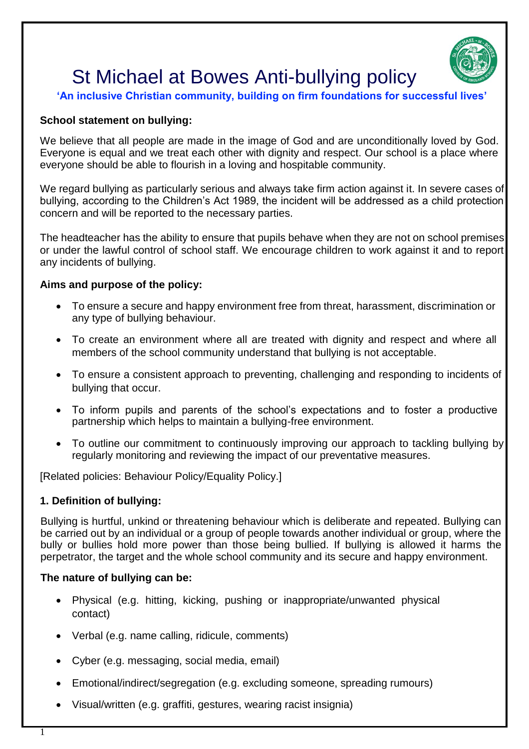# St Michael at Bowes Anti-bullying policy

**'An inclusive Christian community, building on firm foundations for successful lives'**

**School statement on bullying:**

We believe that all people are made in the image of God and are unconditionally loved by God. Everyone is equal and we treat each other with dignity and respect. Our school is a place where everyone should be able to flourish in a loving and hospitable community.

We regard bullying as particularly serious and always take firm action against it. In severe cases of bullying, according to the Children's Act 1989, the incident will be addressed as a child protection concern and will be reported to the necessary parties.

The headteacher has the ability to ensure that pupils behave when they are not on school premises or under the lawful control of school staff. We encourage children to work against it and to report any incidents of bullying.

**Aims and purpose of the policy:**

- To ensure a secure and happy environment free from threat, harassment, discrimination or any type of bullying behaviour.
- To create an environment where all are treated with dignity and respect and where all members of the school community understand that bullying is not acceptable.
- To ensure a consistent approach to preventing, challenging and responding to incidents of bullying that occur.
- To inform pupils and parents of the school's expectations and to foster a productive partnership which helps to maintain a bullying-free environment.
- To outline our commitment to continuously improving our approach to tackling bullying by regularly monitoring and reviewing the impact of our preventative measures.

[Related policies: Behaviour Policy/Equality Policy.]

**1. Definition of bullying:**

Bullying is hurtful, unkind or threatening behaviour which is deliberate and repeated. Bullying can be carried out by an individual or a group of people towards another individual or group, where the bully or bullies hold more power than those being bullied. If bullying is allowed it harms the perpetrator, the target and the whole school community and its secure and happy environment.

**The nature of bullying can be:**

- Physical (e.g. hitting, kicking, pushing or inappropriate/unwanted physical contact)
- Verbal (e.g. name calling, ridicule, comments)
- Cyber (e.g. messaging, social media, email)
- Emotional/indirect/segregation (e.g. excluding someone, spreading rumours)
- Visual/written (e.g. graffiti, gestures, wearing racist insignia)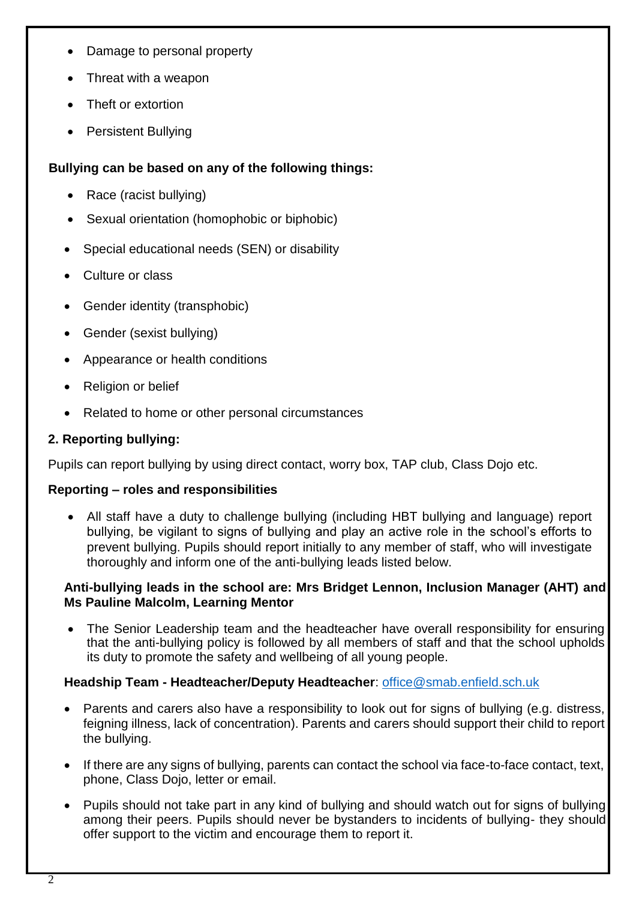- Damage to personal property
- Threat with a weapon
- Theft or extortion
- Persistent Bullying

**Bullying can be based on any of the following things:**

- Race (racist bullying)
- Sexual orientation (homophobic or biphobic)
- Special educational needs (SEN) or disability
- Culture or class
- Gender identity (transphobic)
- Gender (sexist bullying)
- Appearance or health conditions
- Religion or belief
- Related to home or other personal circumstances

## 2. Reporting bullying:

Pupils can report bullying by using direct contact, worry box, TAP club, Class Dojo etc.

### Reporting – roles and responsibilities

- All staff have a duty to challenge bullying (including HBT bullying and language) report bullying, be vigilant to signs of bullying and play an active role in the school's efforts to prevent bullying. Pupils should report initially to any member of staff, who will investigate thoroughly and inform one of the anti-bullying leads listed below.

**Anti-bullying leads in the school are: Mrs Bridget Lennon, Inclusion Manager (AHT) and Ms Pauline Malcolm, Learning Mentor**

- The Senior Leadership team and the headteacher have overall responsibility for ensuring that the anti-bullying policy is followed by all members of staff and that the school upholds its duty to promote the safety and wellbeing of all young people.

**Headship Team - Headteacher/Deputy Headteacher**: office@smab.enfield.sch.uk

- Parents and carers also have a responsibility to look out for signs of bullying (e.g. distress, feigning illness, lack of concentration). Parents and carers should support their child to report the bullying.
- If there are any signs of bullying, parents can contact the school via face-to-face contact, text, phone, Class Dojo, letter or email.
- Pupils should not take part in any kind of bullying and should watch out for signs of bullying among their peers. Pupils should never be bystanders to incidents of bullying- they should offer support to the victim and encourage them to report it.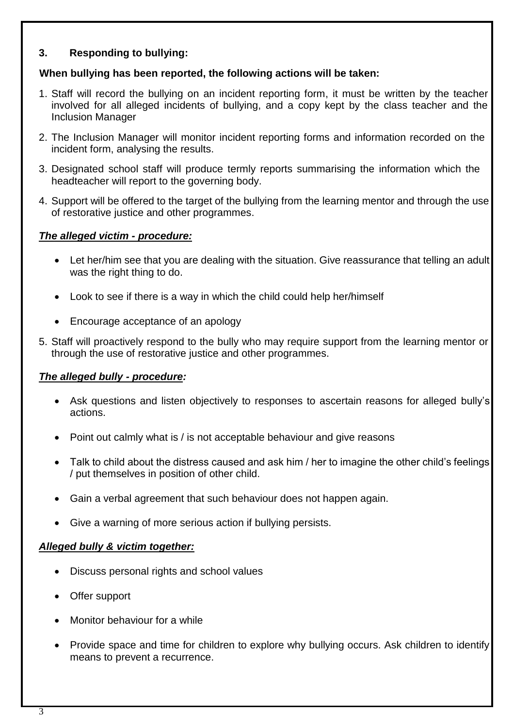### 3. Responding to bullying:

**When bullying has been reported, the following actions will be taken:**

1. Staff will record the bullying on an incident reporting form, it must be written by the teacher involved for all alleged incidents of bullying, and a copy kept by the class teacher and the Inclusion Manager
2. The Inclusion Manager will monitor incident reporting forms and information recorded on the incident form, analysing the results.
3. Designated school staff will produce termly reports summarising the information which the headteacher will report to the governing body.
4. Support will be offered to the target of the bullying from the learning mentor and through the use of restorative justice and other programmes.

***The alleged victim - procedure:***

- Let her/him see that you are dealing with the situation. Give reassurance that telling an adult was the right thing to do.
- Look to see if there is a way in which the child could help her/himself
- Encourage acceptance of an apology

5. Staff will proactively respond to the bully who may require support from the learning mentor or through the use of restorative justice and other programmes.

***The alleged bully - procedure:***

- Ask questions and listen objectively to responses to ascertain reasons for alleged bully's actions.
- Point out calmly what is / is not acceptable behaviour and give reasons
- Talk to child about the distress caused and ask him / her to imagine the other child's feelings / put themselves in position of other child.
- Gain a verbal agreement that such behaviour does not happen again.
- Give a warning of more serious action if bullying persists.

***Alleged bully & victim together:***

- Discuss personal rights and school values
- Offer support
- Monitor behaviour for a while
- Provide space and time for children to explore why bullying occurs. Ask children to identify means to prevent a recurrence.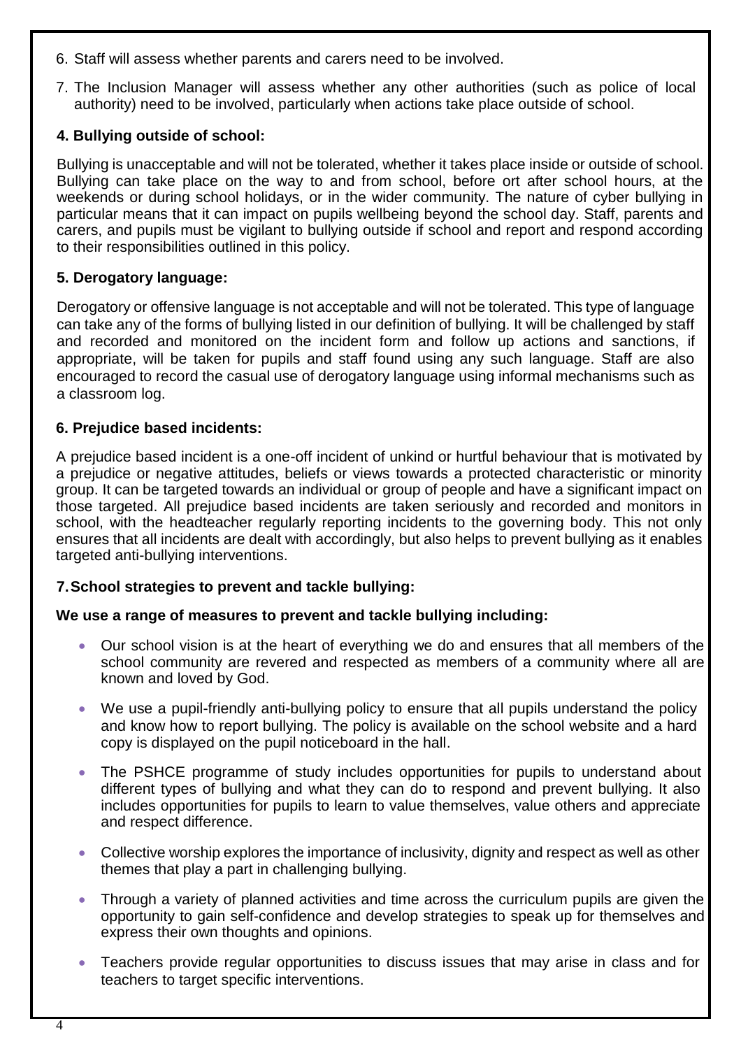6. Staff will assess whether parents and carers need to be involved.
7. The Inclusion Manager will assess whether any other authorities (such as police of local authority) need to be involved, particularly when actions take place outside of school.

### 4. Bullying outside of school:

Bullying is unacceptable and will not be tolerated, whether it takes place inside or outside of school. Bullying can take place on the way to and from school, before ort after school hours, at the weekends or during school holidays, or in the wider community. The nature of cyber bullying in particular means that it can impact on pupils wellbeing beyond the school day. Staff, parents and carers, and pupils must be vigilant to bullying outside if school and report and respond according to their responsibilities outlined in this policy.

### 5. Derogatory language:

Derogatory or offensive language is not acceptable and will not be tolerated. This type of language can take any of the forms of bullying listed in our definition of bullying. It will be challenged by staff and recorded and monitored on the incident form and follow up actions and sanctions, if appropriate, will be taken for pupils and staff found using any such language. Staff are also encouraged to record the casual use of derogatory language using informal mechanisms such as a classroom log.

### 6. Prejudice based incidents:

A prejudice based incident is a one-off incident of unkind or hurtful behaviour that is motivated by a prejudice or negative attitudes, beliefs or views towards a protected characteristic or minority group. It can be targeted towards an individual or group of people and have a significant impact on those targeted. All prejudice based incidents are taken seriously and recorded and monitors in school, with the headteacher regularly reporting incidents to the governing body. This not only ensures that all incidents are dealt with accordingly, but also helps to prevent bullying as it enables targeted anti-bullying interventions.

### 7. School strategies to prevent and tackle bullying:

**We use a range of measures to prevent and tackle bullying including:**

- Our school vision is at the heart of everything we do and ensures that all members of the school community are revered and respected as members of a community where all are known and loved by God.
- We use a pupil-friendly anti-bullying policy to ensure that all pupils understand the policy and know how to report bullying. The policy is available on the school website and a hard copy is displayed on the pupil noticeboard in the hall.
- The PSHCE programme of study includes opportunities for pupils to understand about different types of bullying and what they can do to respond and prevent bullying. It also includes opportunities for pupils to learn to value themselves, value others and appreciate and respect difference.
- Collective worship explores the importance of inclusivity, dignity and respect as well as other themes that play a part in challenging bullying.
- Through a variety of planned activities and time across the curriculum pupils are given the opportunity to gain self-confidence and develop strategies to speak up for themselves and express their own thoughts and opinions.
- Teachers provide regular opportunities to discuss issues that may arise in class and for teachers to target specific interventions.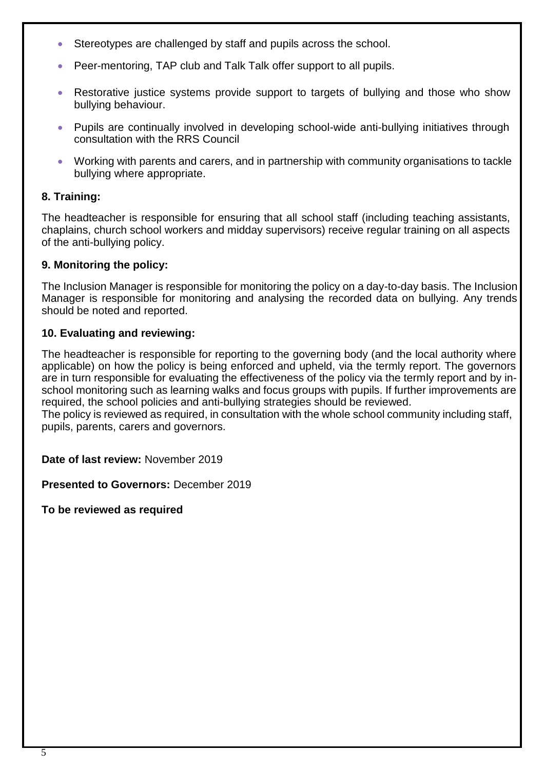- Stereotypes are challenged by staff and pupils across the school.
- Peer-mentoring, TAP club and Talk Talk offer support to all pupils.
- Restorative justice systems provide support to targets of bullying and those who show bullying behaviour.
- Pupils are continually involved in developing school-wide anti-bullying initiatives through consultation with the RRS Council
- Working with parents and carers, and in partnership with community organisations to tackle bullying where appropriate.

**8. Training:**

The headteacher is responsible for ensuring that all school staff (including teaching assistants, chaplains, church school workers and midday supervisors) receive regular training on all aspects of the anti-bullying policy.

**9. Monitoring the policy:**

The Inclusion Manager is responsible for monitoring the policy on a day-to-day basis. The Inclusion Manager is responsible for monitoring and analysing the recorded data on bullying. Any trends should be noted and reported.

**10. Evaluating and reviewing:**

The headteacher is responsible for reporting to the governing body (and the local authority where applicable) on how the policy is being enforced and upheld, via the termly report. The governors are in turn responsible for evaluating the effectiveness of the policy via the termly report and by in-school monitoring such as learning walks and focus groups with pupils. If further improvements are required, the school policies and anti-bullying strategies should be reviewed.
The policy is reviewed as required, in consultation with the whole school community including staff, pupils, parents, carers and governors.

**Date of last review:** November 2019

**Presented to Governors:** December 2019

**To be reviewed as required**